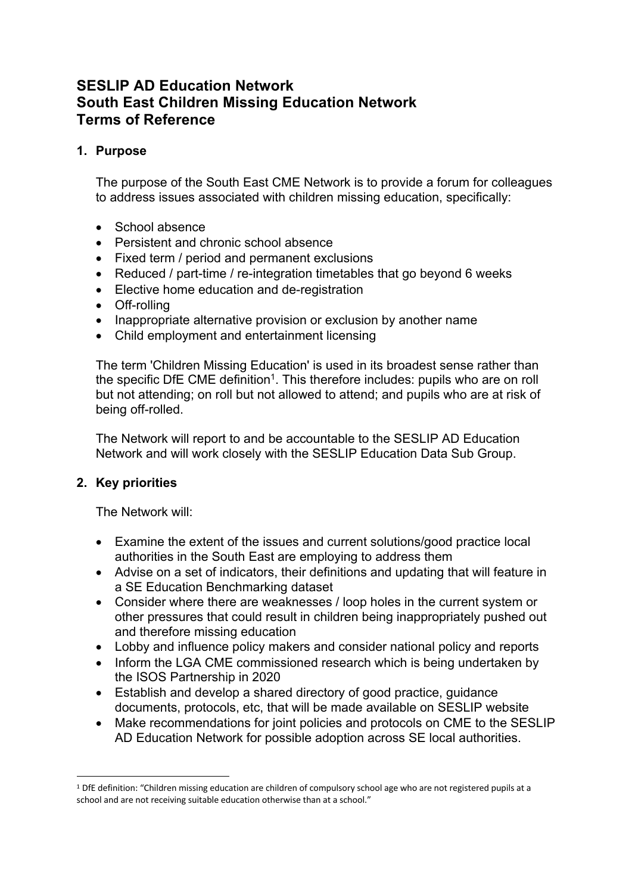# SESLIP AD Education Network
# South East Children Missing Education Network
# Terms of Reference

## 1. Purpose

The purpose of the South East CME Network is to provide a forum for colleagues to address issues associated with children missing education, specifically:

- School absence
- Persistent and chronic school absence
- Fixed term / period and permanent exclusions
- Reduced / part-time / re-integration timetables that go beyond 6 weeks
- Elective home education and de-registration
- Off-rolling
- Inappropriate alternative provision or exclusion by another name
- Child employment and entertainment licensing

The term 'Children Missing Education' is used in its broadest sense rather than the specific DfE CME definition[1]. This therefore includes: pupils who are on roll but not attending; on roll but not allowed to attend; and pupils who are at risk of being off-rolled.

The Network will report to and be accountable to the SESLIP AD Education Network and will work closely with the SESLIP Education Data Sub Group.

## 2. Key priorities

The Network will:

- Examine the extent of the issues and current solutions/good practice local authorities in the South East are employing to address them
- Advise on a set of indicators, their definitions and updating that will feature in a SE Education Benchmarking dataset
- Consider where there are weaknesses / loop holes in the current system or other pressures that could result in children being inappropriately pushed out and therefore missing education
- Lobby and influence policy makers and consider national policy and reports
- Inform the LGA CME commissioned research which is being undertaken by the ISOS Partnership in 2020
- Establish and develop a shared directory of good practice, guidance documents, protocols, etc, that will be made available on SESLIP website
- Make recommendations for joint policies and protocols on CME to the SESLIP AD Education Network for possible adoption across SE local authorities.

---

[1] DfE definition: "Children missing education are children of compulsory school age who are not registered pupils at a school and are not receiving suitable education otherwise than at a school."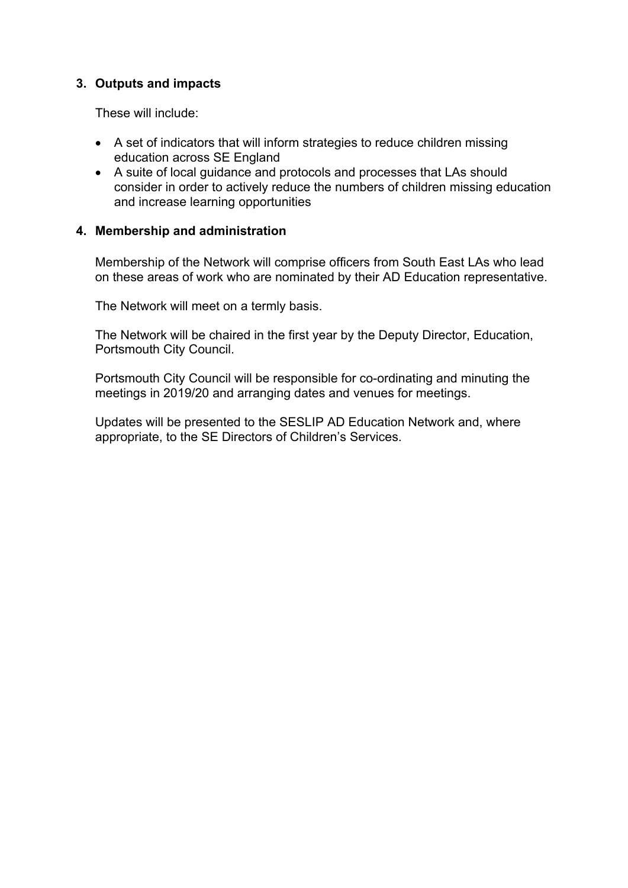## 3. Outputs and impacts

These will include:

- A set of indicators that will inform strategies to reduce children missing education across SE England
- A suite of local guidance and protocols and processes that LAs should consider in order to actively reduce the numbers of children missing education and increase learning opportunities

## 4. Membership and administration

Membership of the Network will comprise officers from South East LAs who lead on these areas of work who are nominated by their AD Education representative.

The Network will meet on a termly basis.

The Network will be chaired in the first year by the Deputy Director, Education, Portsmouth City Council.

Portsmouth City Council will be responsible for co-ordinating and minuting the meetings in 2019/20 and arranging dates and venues for meetings.

Updates will be presented to the SESLIP AD Education Network and, where appropriate, to the SE Directors of Children's Services.